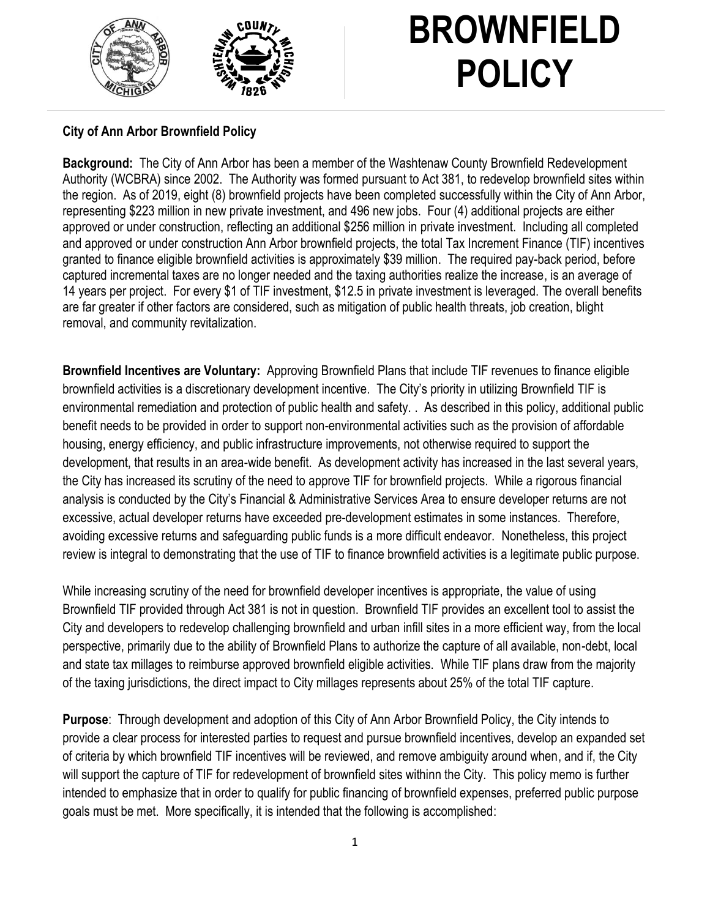# BROWNFIELD POLICY

**City of Ann Arbor Brownfield Policy**

**Background:** The City of Ann Arbor has been a member of the Washtenaw County Brownfield Redevelopment Authority (WCBRA) since 2002. The Authority was formed pursuant to Act 381, to redevelop brownfield sites within the region. As of 2019, eight (8) brownfield projects have been completed successfully within the City of Ann Arbor, representing $223 million in new private investment, and 496 new jobs. Four (4) additional projects are either approved or under construction, reflecting an additional $256 million in private investment. Including all completed and approved or under construction Ann Arbor brownfield projects, the total Tax Increment Finance (TIF) incentives granted to finance eligible brownfield activities is approximately $39 million. The required pay-back period, before captured incremental taxes are no longer needed and the taxing authorities realize the increase, is an average of 14 years per project. For every $1 of TIF investment, $12.5 in private investment is leveraged. The overall benefits are far greater if other factors are considered, such as mitigation of public health threats, job creation, blight removal, and community revitalization.

**Brownfield Incentives are Voluntary:** Approving Brownfield Plans that include TIF revenues to finance eligible brownfield activities is a discretionary development incentive. The City's priority in utilizing Brownfield TIF is environmental remediation and protection of public health and safety. . As described in this policy, additional public benefit needs to be provided in order to support non-environmental activities such as the provision of affordable housing, energy efficiency, and public infrastructure improvements, not otherwise required to support the development, that results in an area-wide benefit. As development activity has increased in the last several years, the City has increased its scrutiny of the need to approve TIF for brownfield projects. While a rigorous financial analysis is conducted by the City's Financial & Administrative Services Area to ensure developer returns are not excessive, actual developer returns have exceeded pre-development estimates in some instances. Therefore, avoiding excessive returns and safeguarding public funds is a more difficult endeavor. Nonetheless, this project review is integral to demonstrating that the use of TIF to finance brownfield activities is a legitimate public purpose.

While increasing scrutiny of the need for brownfield developer incentives is appropriate, the value of using Brownfield TIF provided through Act 381 is not in question. Brownfield TIF provides an excellent tool to assist the City and developers to redevelop challenging brownfield and urban infill sites in a more efficient way, from the local perspective, primarily due to the ability of Brownfield Plans to authorize the capture of all available, non-debt, local and state tax millages to reimburse approved brownfield eligible activities. While TIF plans draw from the majority of the taxing jurisdictions, the direct impact to City millages represents about 25% of the total TIF capture.

**Purpose**: Through development and adoption of this City of Ann Arbor Brownfield Policy, the City intends to provide a clear process for interested parties to request and pursue brownfield incentives, develop an expanded set of criteria by which brownfield TIF incentives will be reviewed, and remove ambiguity around when, and if, the City will support the capture of TIF for redevelopment of brownfield sites withinn the City. This policy memo is further intended to emphasize that in order to qualify for public financing of brownfield expenses, preferred public purpose goals must be met. More specifically, it is intended that the following is accomplished: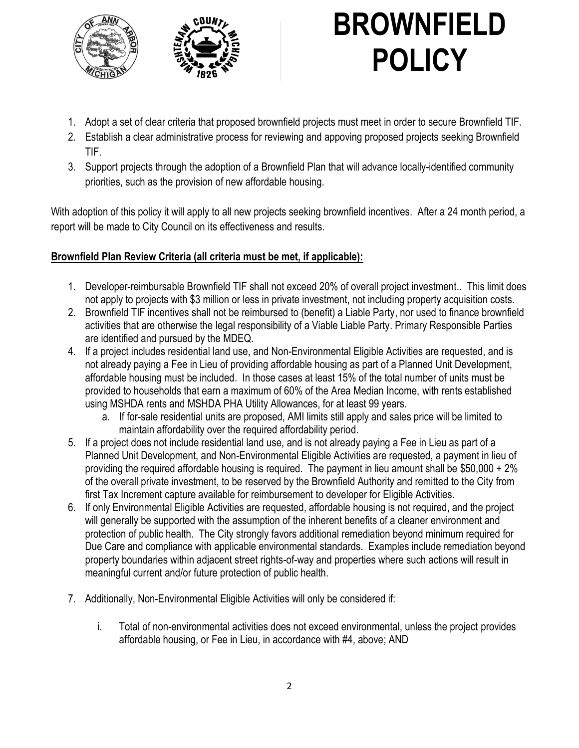1. Adopt a set of clear criteria that proposed brownfield projects must meet in order to secure Brownfield TIF.
2. Establish a clear administrative process for reviewing and appoving proposed projects seeking Brownfield TIF.
3. Support projects through the adoption of a Brownfield Plan that will advance locally-identified community priorities, such as the provision of new affordable housing.

With adoption of this policy it will apply to all new projects seeking brownfield incentives. After a 24 month period, a report will be made to City Council on its effectiveness and results.

**Brownfield Plan Review Criteria (all criteria must be met, if applicable):**

1. Developer-reimbursable Brownfield TIF shall not exceed 20% of overall project investment.. This limit does not apply to projects with $3 million or less in private investment, not including property acquisition costs.
2. Brownfield TIF incentives shall not be reimbursed to (benefit) a Liable Party, nor used to finance brownfield activities that are otherwise the legal responsibility of a Viable Liable Party. Primary Responsible Parties are identified and pursued by the MDEQ.
4. If a project includes residential land use, and Non-Environmental Eligible Activities are requested, and is not already paying a Fee in Lieu of providing affordable housing as part of a Planned Unit Development, affordable housing must be included. In those cases at least 15% of the total number of units must be provided to households that earn a maximum of 60% of the Area Median Income, with rents established using MSHDA rents and MSHDA PHA Utility Allowances, for at least 99 years.
   a. If for-sale residential units are proposed, AMI limits still apply and sales price will be limited to maintain affordability over the required affordability period.
5. If a project does not include residential land use, and is not already paying a Fee in Lieu as part of a Planned Unit Development, and Non-Environmental Eligible Activities are requested, a payment in lieu of providing the required affordable housing is required. The payment in lieu amount shall be $50,000 + 2% of the overall private investment, to be reserved by the Brownfield Authority and remitted to the City from first Tax Increment capture available for reimbursement to developer for Eligible Activities.
6. If only Environmental Eligible Activities are requested, affordable housing is not required, and the project will generally be supported with the assumption of the inherent benefits of a cleaner environment and protection of public health. The City strongly favors additional remediation beyond minimum required for Due Care and compliance with applicable environmental standards. Examples include remediation beyond property boundaries within adjacent street rights-of-way and properties where such actions will result in meaningful current and/or future protection of public health.
7. Additionally, Non-Environmental Eligible Activities will only be considered if:

   i. Total of non-environmental activities does not exceed environmental, unless the project provides affordable housing, or Fee in Lieu, in accordance with #4, above; AND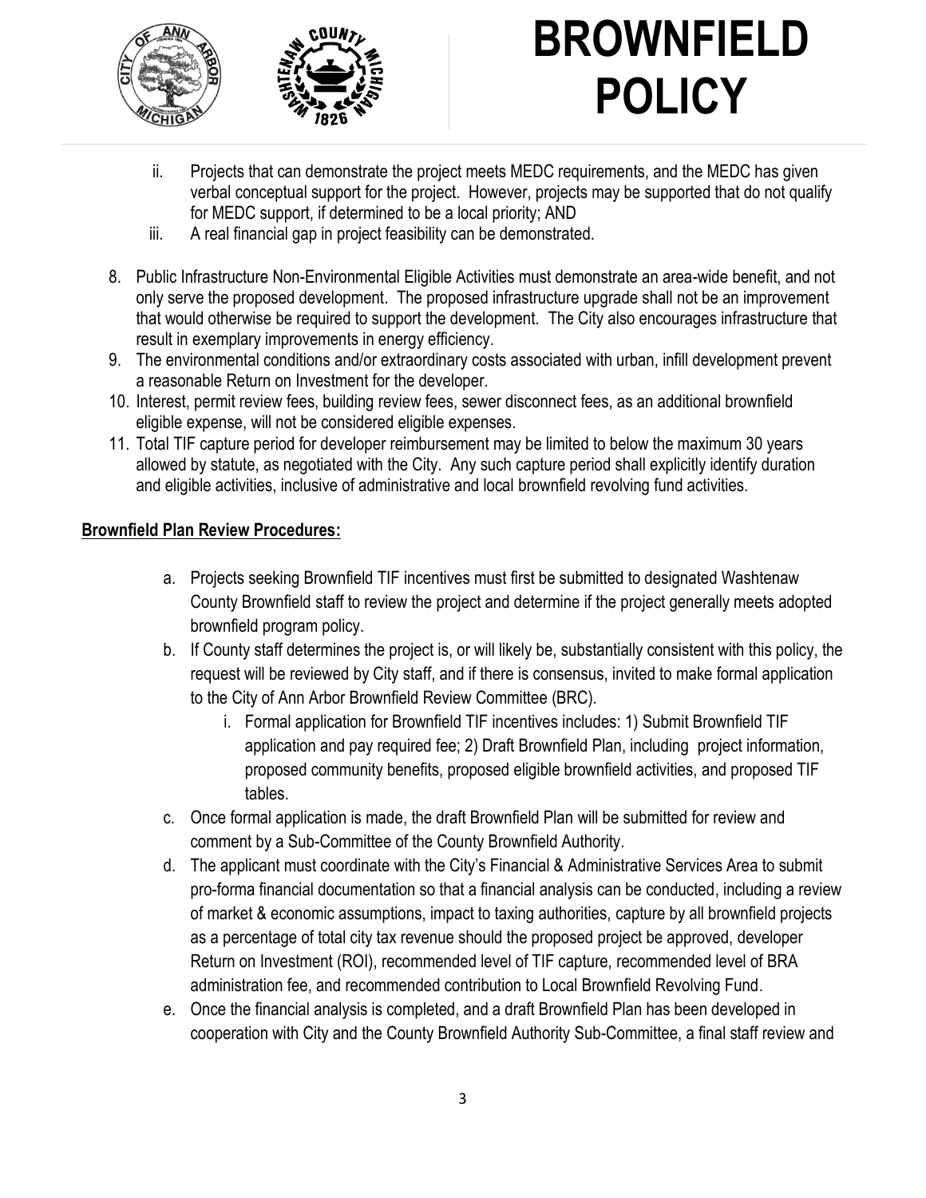ii. Projects that can demonstrate the project meets MEDC requirements, and the MEDC has given verbal conceptual support for the project. However, projects may be supported that do not qualify for MEDC support, if determined to be a local priority; AND
   iii. A real financial gap in project feasibility can be demonstrated.

8. Public Infrastructure Non-Environmental Eligible Activities must demonstrate an area-wide benefit, and not only serve the proposed development. The proposed infrastructure upgrade shall not be an improvement that would otherwise be required to support the development. The City also encourages infrastructure that result in exemplary improvements in energy efficiency.
9. The environmental conditions and/or extraordinary costs associated with urban, infill development prevent a reasonable Return on Investment for the developer.
10. Interest, permit review fees, building review fees, sewer disconnect fees, as an additional brownfield eligible expense, will not be considered eligible expenses.
11. Total TIF capture period for developer reimbursement may be limited to below the maximum 30 years allowed by statute, as negotiated with the City. Any such capture period shall explicitly identify duration and eligible activities, inclusive of administrative and local brownfield revolving fund activities.

**Brownfield Plan Review Procedures:**

a. Projects seeking Brownfield TIF incentives must first be submitted to designated Washtenaw County Brownfield staff to review the project and determine if the project generally meets adopted brownfield program policy.
b. If County staff determines the project is, or will likely be, substantially consistent with this policy, the request will be reviewed by City staff, and if there is consensus, invited to make formal application to the City of Ann Arbor Brownfield Review Committee (BRC).
   i. Formal application for Brownfield TIF incentives includes: 1) Submit Brownfield TIF application and pay required fee; 2) Draft Brownfield Plan, including project information, proposed community benefits, proposed eligible brownfield activities, and proposed TIF tables.
c. Once formal application is made, the draft Brownfield Plan will be submitted for review and comment by a Sub-Committee of the County Brownfield Authority.
d. The applicant must coordinate with the City's Financial & Administrative Services Area to submit pro-forma financial documentation so that a financial analysis can be conducted, including a review of market & economic assumptions, impact to taxing authorities, capture by all brownfield projects as a percentage of total city tax revenue should the proposed project be approved, developer Return on Investment (ROI), recommended level of TIF capture, recommended level of BRA administration fee, and recommended contribution to Local Brownfield Revolving Fund.
e. Once the financial analysis is completed, and a draft Brownfield Plan has been developed in cooperation with City and the County Brownfield Authority Sub-Committee, a final staff review and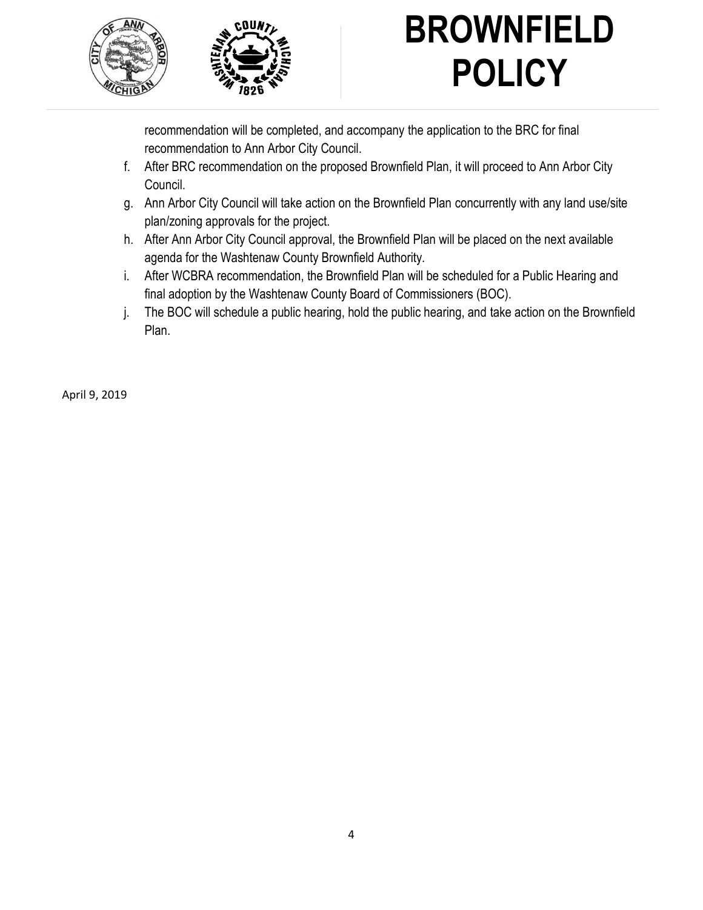recommendation will be completed, and accompany the application to the BRC for final recommendation to Ann Arbor City Council.

f. After BRC recommendation on the proposed Brownfield Plan, it will proceed to Ann Arbor City Council.
g. Ann Arbor City Council will take action on the Brownfield Plan concurrently with any land use/site plan/zoning approvals for the project.
h. After Ann Arbor City Council approval, the Brownfield Plan will be placed on the next available agenda for the Washtenaw County Brownfield Authority.
i. After WCBRA recommendation, the Brownfield Plan will be scheduled for a Public Hearing and final adoption by the Washtenaw County Board of Commissioners (BOC).
j. The BOC will schedule a public hearing, hold the public hearing, and take action on the Brownfield Plan.

April 9, 2019